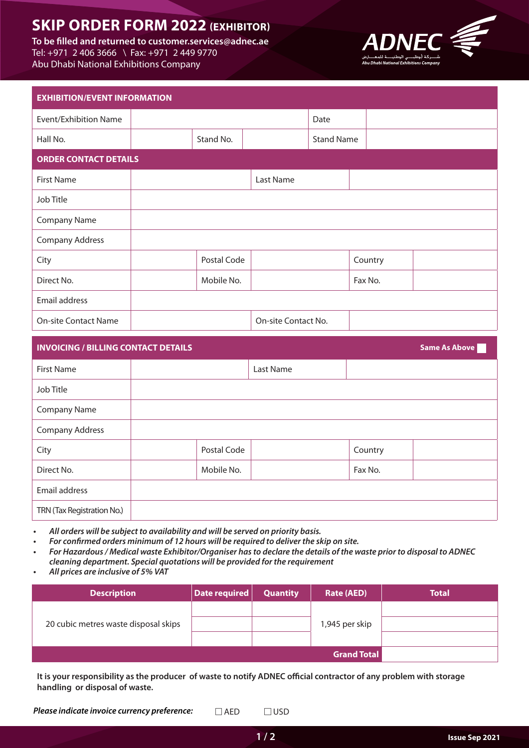# SKIP ORDER FORM 2022 (EXHIBITOR)

**To be filled and returned to customer.services@adnec.ae**
Tel: +971 2 406 3666 \ Fax: +971 2 449 9770
Abu Dhabi National Exhibitions Company

ADNEC
Abu Dhabi National Exhibitions Company

| EXHIBITION/EVENT INFORMATION | | | | | |
|---|---|---|---|---|---|
| Event/Exhibition Name | | | | Date | |
| Hall No. | | Stand No. | | Stand Name | |

| ORDER CONTACT DETAILS | | | | | |
|---|---|---|---|---|---|
| First Name | | | Last Name | | |
| Job Title | | | | | |
| Company Name | | | | | |
| Company Address | | | | | |
| City | | Postal Code | | Country | |
| Direct No. | | Mobile No. | | Fax No. | |
| Email address | | | | | |
| On-site Contact Name | | | On-site Contact No. | | |

| INVOICING / BILLING CONTACT DETAILS | | | | Same As Above ☐ | |
|---|---|---|---|---|---|
| First Name | | | Last Name | | |
| Job Title | | | | | |
| Company Name | | | | | |
| Company Address | | | | | |
| City | | Postal Code | | Country | |
| Direct No. | | Mobile No. | | Fax No. | |
| Email address | | | | | |
| TRN (Tax Registration No.) | | | | | |

- ***All orders will be subject to availability and will be served on priority basis.***
- ***For confirmed orders minimum of 12 hours will be required to deliver the skip on site.***
- ***For Hazardous / Medical waste Exhibitor/Organiser has to declare the details of the waste prior to disposal to ADNEC cleaning department. Special quotations will be provided for the requirement***
- ***All prices are inclusive of 5% VAT***

| Description | Date required | Quantity | Rate (AED) | Total |
|---|---|---|---|---|
| 20 cubic metres waste disposal skips | | | 1,945 per skip | |
| | | | | |
| | | | | |
| | | | **Grand Total** | |

**It is your responsibility as the producer of waste to notify ADNEC official contractor of any problem with storage handling or disposal of waste.**

***Please indicate invoice currency preference:*** ☐ AED ☐ USD

**Issue Sep 2021**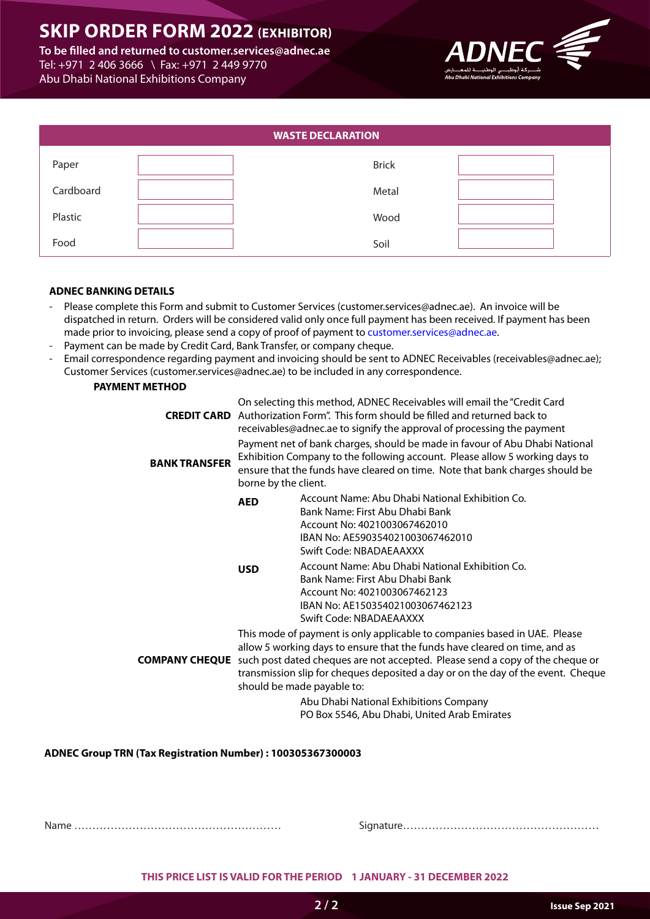# SKIP ORDER FORM 2022 (EXHIBITOR)

**To be filled and returned to customer.services@adnec.ae**
Tel: +971 2 406 3666 \ Fax: +971 2 449 9770
Abu Dhabi National Exhibitions Company

## WASTE DECLARATION

| | | | |
|---|---|---|---|
| Paper | | Brick | |
| Cardboard | | Metal | |
| Plastic | | Wood | |
| Food | | Soil | |

**ADNEC BANKING DETAILS**

- Please complete this Form and submit to Customer Services (customer.services@adnec.ae). An invoice will be dispatched in return. Orders will be considered valid only once full payment has been received. If payment has been made prior to invoicing, please send a copy of proof of payment to customer.services@adnec.ae.
- Payment can be made by Credit Card, Bank Transfer, or company cheque.
- Email correspondence regarding payment and invoicing should be sent to ADNEC Receivables (receivables@adnec.ae); Customer Services (customer.services@adnec.ae) to be included in any correspondence.

**PAYMENT METHOD**

**CREDIT CARD**
On selecting this method, ADNEC Receivables will email the "Credit Card Authorization Form". This form should be filled and returned back to receivables@adnec.ae to signify the approval of processing the payment

**BANK TRANSFER**
Payment net of bank charges, should be made in favour of Abu Dhabi National Exhibition Company to the following account. Please allow 5 working days to ensure that the funds have cleared on time. Note that bank charges should be borne by the client.

**AED**
Account Name: Abu Dhabi National Exhibition Co.
Bank Name: First Abu Dhabi Bank
Account No: 4021003067462010
IBAN No: AE590354021003067462010
Swift Code: NBADAEAAXXX

**USD**
Account Name: Abu Dhabi National Exhibition Co.
Bank Name: First Abu Dhabi Bank
Account No: 4021003067462123
IBAN No: AE150354021003067462123
Swift Code: NBADAEAAXXX

**COMPANY CHEQUE**
This mode of payment is only applicable to companies based in UAE. Please allow 5 working days to ensure that the funds have cleared on time, and as such post dated cheques are not accepted. Please send a copy of the cheque or transmission slip for cheques deposited a day or on the day of the event. Cheque should be made payable to:

Abu Dhabi National Exhibitions Company
PO Box 5546, Abu Dhabi, United Arab Emirates

**ADNEC Group TRN (Tax Registration Number) : 100305367300003**

Name ........................................................ Signature........................................................

**THIS PRICE LIST IS VALID FOR THE PERIOD 1 JANUARY - 31 DECEMBER 2022**

**Issue Sep 2021**